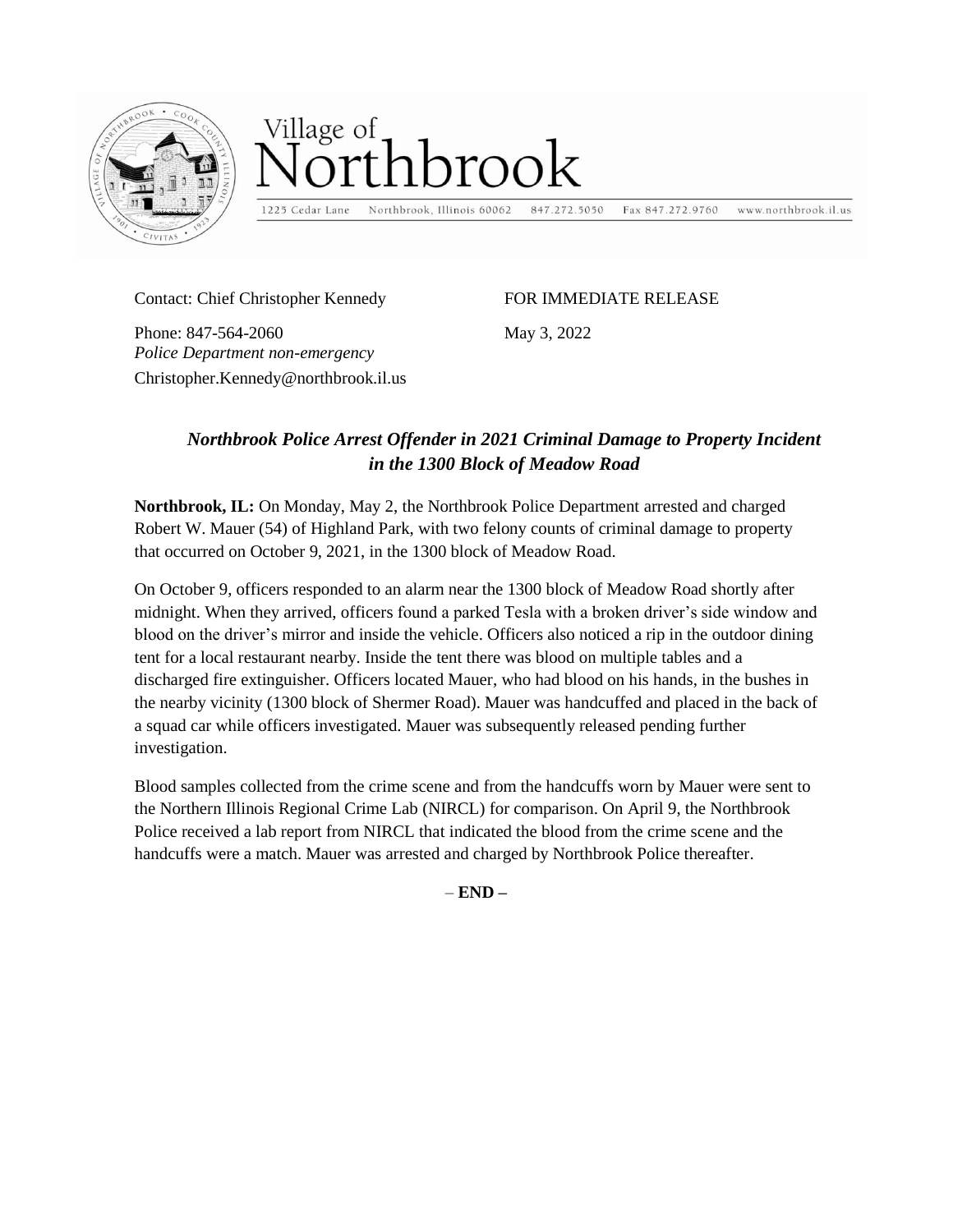Village of Northbrook

1225 Cedar Lane Northbrook, Illinois 60062 847.272.5050 Fax 847.272.9760 www.northbrook.il.us

Contact: Chief Christopher Kennedy

Phone: 847-564-2060
*Police Department non-emergency*
Christopher.Kennedy@northbrook.il.us

FOR IMMEDIATE RELEASE

May 3, 2022

## *Northbrook Police Arrest Offender in 2021 Criminal Damage to Property Incident in the 1300 Block of Meadow Road*

**Northbrook, IL:** On Monday, May 2, the Northbrook Police Department arrested and charged Robert W. Mauer (54) of Highland Park, with two felony counts of criminal damage to property that occurred on October 9, 2021, in the 1300 block of Meadow Road.

On October 9, officers responded to an alarm near the 1300 block of Meadow Road shortly after midnight. When they arrived, officers found a parked Tesla with a broken driver's side window and blood on the driver's mirror and inside the vehicle. Officers also noticed a rip in the outdoor dining tent for a local restaurant nearby. Inside the tent there was blood on multiple tables and a discharged fire extinguisher. Officers located Mauer, who had blood on his hands, in the bushes in the nearby vicinity (1300 block of Shermer Road). Mauer was handcuffed and placed in the back of a squad car while officers investigated. Mauer was subsequently released pending further investigation.

Blood samples collected from the crime scene and from the handcuffs worn by Mauer were sent to the Northern Illinois Regional Crime Lab (NIRCL) for comparison. On April 9, the Northbrook Police received a lab report from NIRCL that indicated the blood from the crime scene and the handcuffs were a match. Mauer was arrested and charged by Northbrook Police thereafter.

– **END –**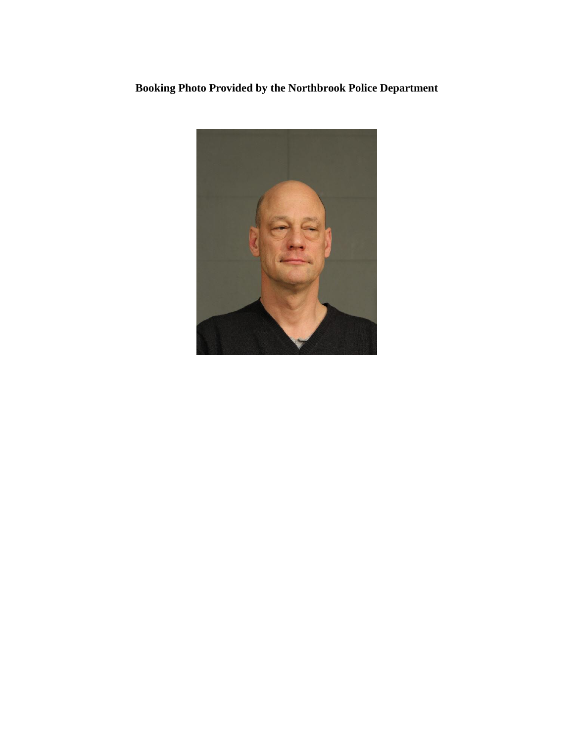**Booking Photo Provided by the Northbrook Police Department**